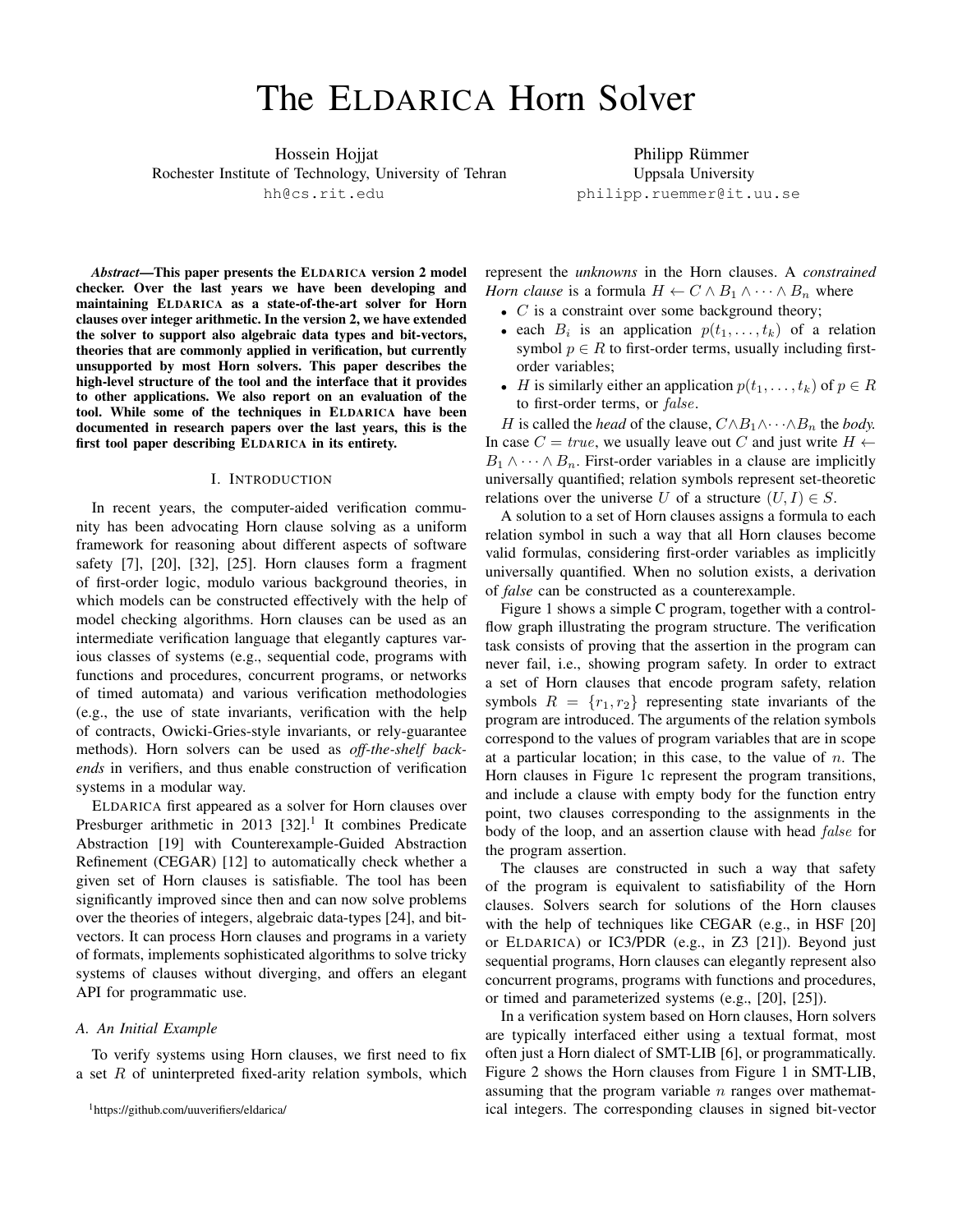# The ELDARICA Horn Solver

Hossein Hojjat
Rochester Institute of Technology, University of Tehran
hh@cs.rit.edu

Philipp Rümmer
Uppsala University
philipp.ruemmer@it.uu.se

***Abstract*—This paper presents the ELDARICA version 2 model checker. Over the last years we have been developing and maintaining ELDARICA as a state-of-the-art solver for Horn clauses over integer arithmetic. In the version 2, we have extended the solver to support also algebraic data types and bit-vectors, theories that are commonly applied in verification, but currently unsupported by most Horn solvers. This paper describes the high-level structure of the tool and the interface that it provides to other applications. We also report on an evaluation of the tool. While some of the techniques in ELDARICA have been documented in research papers over the last years, this is the first tool paper describing ELDARICA in its entirety.**

## I. INTRODUCTION

In recent years, the computer-aided verification community has been advocating Horn clause solving as a uniform framework for reasoning about different aspects of software safety [7], [20], [32], [25]. Horn clauses form a fragment of first-order logic, modulo various background theories, in which models can be constructed effectively with the help of model checking algorithms. Horn clauses can be used as an intermediate verification language that elegantly captures various classes of systems (e.g., sequential code, programs with functions and procedures, concurrent programs, or networks of timed automata) and various verification methodologies (e.g., the use of state invariants, verification with the help of contracts, Owicki-Gries-style invariants, or rely-guarantee methods). Horn solvers can be used as *off-the-shelf backends* in verifiers, and thus enable construction of verification systems in a modular way.

ELDARICA first appeared as a solver for Horn clauses over Presburger arithmetic in 2013 [32].[1] It combines Predicate Abstraction [19] with Counterexample-Guided Abstraction Refinement (CEGAR) [12] to automatically check whether a given set of Horn clauses is satisfiable. The tool has been significantly improved since then and can now solve problems over the theories of integers, algebraic data-types [24], and bit-vectors. It can process Horn clauses and programs in a variety of formats, implements sophisticated algorithms to solve tricky systems of clauses without diverging, and offers an elegant API for programmatic use.

### *A. An Initial Example*

To verify systems using Horn clauses, we first need to fix a set $R$ of uninterpreted fixed-arity relation symbols, which represent the *unknowns* in the Horn clauses. A *constrained Horn clause* is a formula $H \leftarrow C \wedge B_1 \wedge \cdots \wedge B_n$ where

- $C$ is a constraint over some background theory;
- each $B_i$ is an application $p(t_1, \ldots, t_k)$ of a relation symbol $p \in R$ to first-order terms, usually including first-order variables;
- $H$ is similarly either an application $p(t_1, \ldots, t_k)$ of $p \in R$ to first-order terms, or $false$.

$H$ is called the *head* of the clause, $C \wedge B_1 \wedge \cdots \wedge B_n$ the *body*. In case $C = true$, we usually leave out $C$ and just write $H \leftarrow B_1 \wedge \cdots \wedge B_n$. First-order variables in a clause are implicitly universally quantified; relation symbols represent set-theoretic relations over the universe $U$ of a structure $(U, I) \in S$.

A solution to a set of Horn clauses assigns a formula to each relation symbol in such a way that all Horn clauses become valid formulas, considering first-order variables as implicitly universally quantified. When no solution exists, a derivation of $false$ can be constructed as a counterexample.

Figure 1 shows a simple C program, together with a control-flow graph illustrating the program structure. The verification task consists of proving that the assertion in the program can never fail, i.e., showing program safety. In order to extract a set of Horn clauses that encode program safety, relation symbols $R = \{r_1, r_2\}$ representing state invariants of the program are introduced. The arguments of the relation symbols correspond to the values of program variables that are in scope at a particular location; in this case, to the value of $n$. The Horn clauses in Figure 1c represent the program transitions, and include a clause with empty body for the function entry point, two clauses corresponding to the assignments in the body of the loop, and an assertion clause with head $false$ for the program assertion.

The clauses are constructed in such a way that safety of the program is equivalent to satisfiability of the Horn clauses. Solvers search for solutions of the Horn clauses with the help of techniques like CEGAR (e.g., in HSF [20] or ELDARICA) or IC3/PDR (e.g., in Z3 [21]). Beyond just sequential programs, Horn clauses can elegantly represent also concurrent programs, programs with functions and procedures, or timed and parameterized systems (e.g., [20], [25]).

In a verification system based on Horn clauses, Horn solvers are typically interfaced either using a textual format, most often just a Horn dialect of SMT-LIB [6], or programmatically. Figure 2 shows the Horn clauses from Figure 1 in SMT-LIB, assuming that the program variable $n$ ranges over mathematical integers. The corresponding clauses in signed bit-vector

[1] https://github.com/uuverifiers/eldarica/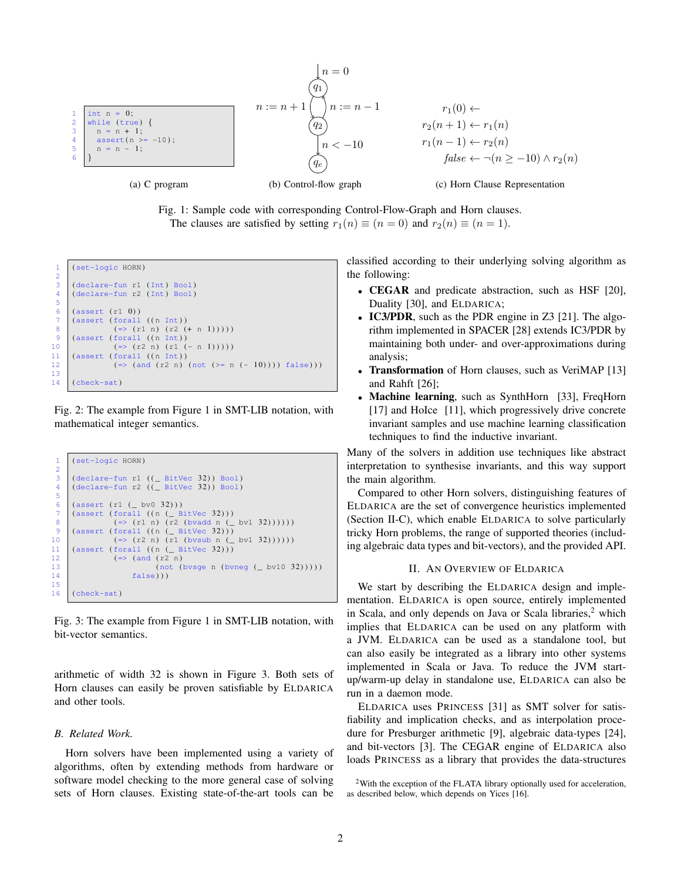```c
int n = 0;
while (true) {
  n = n + 1;
  assert(n >= -10);
  n = n - 1;
}
```

(a) C program

(b) Control-flow graph

$$r_1(0) \leftarrow$$
$$r_2(n+1) \leftarrow r_1(n)$$
$$r_1(n-1) \leftarrow r_2(n)$$
$$\mathit{false} \leftarrow \neg(n \geq -10) \wedge r_2(n)$$

(c) Horn Clause Representation

Fig. 1: Sample code with corresponding Control-Flow-Graph and Horn clauses. The clauses are satisfied by setting $r_1(n) \equiv (n = 0)$ and $r_2(n) \equiv (n = 1)$.

```
(set-logic HORN)

(declare-fun r1 (Int) Bool)
(declare-fun r2 (Int) Bool)

(assert (r1 0))
(assert (forall ((n Int))
        (=> (r1 n) (r2 (+ n 1)))))
(assert (forall ((n Int))
        (=> (r2 n) (r1 (- n 1)))))
(assert (forall ((n Int))
        (=> (and (r2 n) (not (>= n (- 10)))) false)))

(check-sat)
```

Fig. 2: The example from Figure 1 in SMT-LIB notation, with mathematical integer semantics.

```
(set-logic HORN)

(declare-fun r1 ((_ BitVec 32)) Bool)
(declare-fun r2 ((_ BitVec 32)) Bool)

(assert (r1 (_ bv0 32)))
(assert (forall ((n (_ BitVec 32)))
        (=> (r1 n) (r2 (bvadd n (_ bv1 32))))))
(assert (forall ((n (_ BitVec 32)))
        (=> (r2 n) (r1 (bvsub n (_ bv1 32))))))
(assert (forall ((n (_ BitVec 32)))
        (=> (and (r2 n)
                 (not (bvsge n (bvneg (_ bv10 32)))))
            false)))

(check-sat)
```

Fig. 3: The example from Figure 1 in SMT-LIB notation, with bit-vector semantics.

arithmetic of width 32 is shown in Figure 3. Both sets of Horn clauses can easily be proven satisfiable by ELDARICA and other tools.

### B. Related Work.

Horn solvers have been implemented using a variety of algorithms, often by extending methods from hardware or software model checking to the more general case of solving sets of Horn clauses. Existing state-of-the-art tools can be classified according to their underlying solving algorithm as the following:

- **CEGAR** and predicate abstraction, such as HSF [20], Duality [30], and ELDARICA;
- **IC3/PDR**, such as the PDR engine in Z3 [21]. The algorithm implemented in SPACER [28] extends IC3/PDR by maintaining both under- and over-approximations during analysis;
- **Transformation** of Horn clauses, such as VeriMAP [13] and Rahft [26];
- **Machine learning**, such as SynthHorn [33], FreqHorn [17] and HoIce [11], which progressively drive concrete invariant samples and use machine learning classification techniques to find the inductive invariant.

Many of the solvers in addition use techniques like abstract interpretation to synthesise invariants, and this way support the main algorithm.

Compared to other Horn solvers, distinguishing features of ELDARICA are the set of convergence heuristics implemented (Section II-C), which enable ELDARICA to solve particularly tricky Horn problems, the range of supported theories (including algebraic data types and bit-vectors), and the provided API.

## II. An Overview of ELDARICA

We start by describing the ELDARICA design and implementation. ELDARICA is open source, entirely implemented in Scala, and only depends on Java or Scala libraries,[2] which implies that ELDARICA can be used on any platform with a JVM. ELDARICA can be used as a standalone tool, but can also easily be integrated as a library into other systems implemented in Scala or Java. To reduce the JVM startup/warm-up delay in standalone use, ELDARICA can also be run in a daemon mode.

ELDARICA uses PRINCESS [31] as SMT solver for satisfiability and implication checks, and as interpolation procedure for Presburger arithmetic [9], algebraic data-types [24], and bit-vectors [3]. The CEGAR engine of ELDARICA also loads PRINCESS as a library that provides the data-structures

[2] With the exception of the FLATA library optionally used for acceleration, as described below, which depends on Yices [16].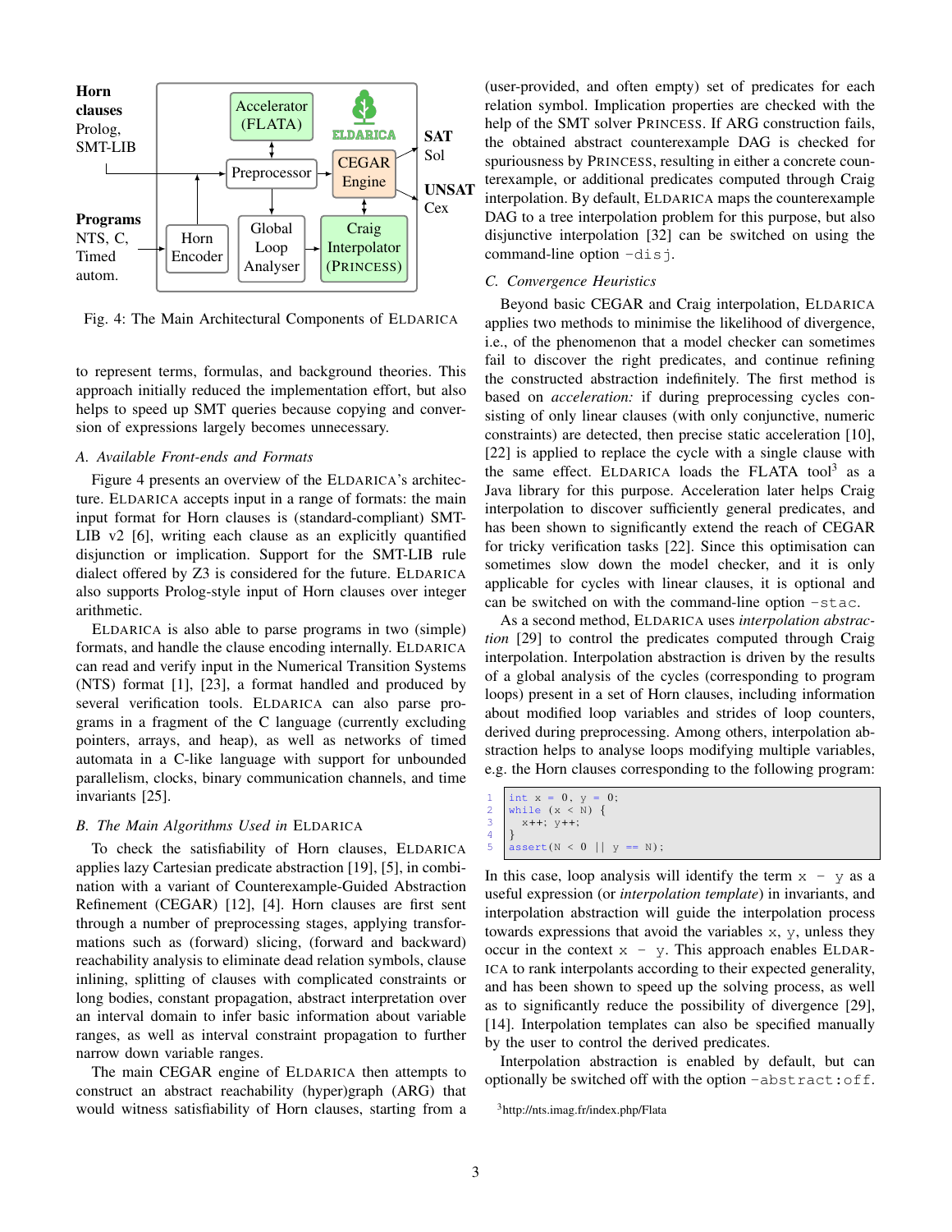Fig. 4: The Main Architectural Components of ELDARICA

to represent terms, formulas, and background theories. This approach initially reduced the implementation effort, but also helps to speed up SMT queries because copying and conversion of expressions largely becomes unnecessary.

### A. Available Front-ends and Formats

Figure 4 presents an overview of the ELDARICA's architecture. ELDARICA accepts input in a range of formats: the main input format for Horn clauses is (standard-compliant) SMT-LIB v2 [6], writing each clause as an explicitly quantified disjunction or implication. Support for the SMT-LIB rule dialect offered by Z3 is considered for the future. ELDARICA also supports Prolog-style input of Horn clauses over integer arithmetic.

ELDARICA is also able to parse programs in two (simple) formats, and handle the clause encoding internally. ELDARICA can read and verify input in the Numerical Transition Systems (NTS) format [1], [23], a format handled and produced by several verification tools. ELDARICA can also parse programs in a fragment of the C language (currently excluding pointers, arrays, and heap), as well as networks of timed automata in a C-like language with support for unbounded parallelism, clocks, binary communication channels, and time invariants [25].

### B. The Main Algorithms Used in ELDARICA

To check the satisfiability of Horn clauses, ELDARICA applies lazy Cartesian predicate abstraction [19], [5], in combination with a variant of Counterexample-Guided Abstraction Refinement (CEGAR) [12], [4]. Horn clauses are first sent through a number of preprocessing stages, applying transformations such as (forward) slicing, (forward and backward) reachability analysis to eliminate dead relation symbols, clause inlining, splitting of clauses with complicated constraints or long bodies, constant propagation, abstract interpretation over an interval domain to infer basic information about variable ranges, as well as interval constraint propagation to further narrow down variable ranges.

The main CEGAR engine of ELDARICA then attempts to construct an abstract reachability (hyper)graph (ARG) that would witness satisfiability of Horn clauses, starting from a (user-provided, and often empty) set of predicates for each relation symbol. Implication properties are checked with the help of the SMT solver PRINCESS. If ARG construction fails, the obtained abstract counterexample DAG is checked for spuriousness by PRINCESS, resulting in either a concrete counterexample, or additional predicates computed through Craig interpolation. By default, ELDARICA maps the counterexample DAG to a tree interpolation problem for this purpose, but also disjunctive interpolation [32] can be switched on using the command-line option `-disj`.

### C. Convergence Heuristics

Beyond basic CEGAR and Craig interpolation, ELDARICA applies two methods to minimise the likelihood of divergence, i.e., of the phenomenon that a model checker can sometimes fail to discover the right predicates, and continue refining the constructed abstraction indefinitely. The first method is based on *acceleration:* if during preprocessing cycles consisting of only linear clauses (with only conjunctive, numeric constraints) are detected, then precise static acceleration [10], [22] is applied to replace the cycle with a single clause with the same effect. ELDARICA loads the FLATA tool[3] as a Java library for this purpose. Acceleration later helps Craig interpolation to discover sufficiently general predicates, and has been shown to significantly extend the reach of CEGAR for tricky verification tasks [22]. Since this optimisation can sometimes slow down the model checker, and it is only applicable for cycles with linear clauses, it is optional and can be switched on with the command-line option `-stac`.

As a second method, ELDARICA uses *interpolation abstraction* [29] to control the predicates computed through Craig interpolation. Interpolation abstraction is driven by the results of a global analysis of the cycles (corresponding to program loops) present in a set of Horn clauses, including information about modified loop variables and strides of loop counters, derived during preprocessing. Among others, interpolation abstraction helps to analyse loops modifying multiple variables, e.g. the Horn clauses corresponding to the following program:

```
int x = 0, y = 0;
while (x < N) {
  x++; y++;
}
assert(N < 0 || y == N);
```

In this case, loop analysis will identify the term `x - y` as a useful expression (or *interpolation template*) in invariants, and interpolation abstraction will guide the interpolation process towards expressions that avoid the variables `x`, `y`, unless they occur in the context `x - y`. This approach enables ELDARICA to rank interpolants according to their expected generality, and has been shown to speed up the solving process, as well as to significantly reduce the possibility of divergence [29], [14]. Interpolation templates can also be specified manually by the user to control the derived predicates.

Interpolation abstraction is enabled by default, but can optionally be switched off with the option `-abstract:off`.

[3] http://nts.imag.fr/index.php/Flata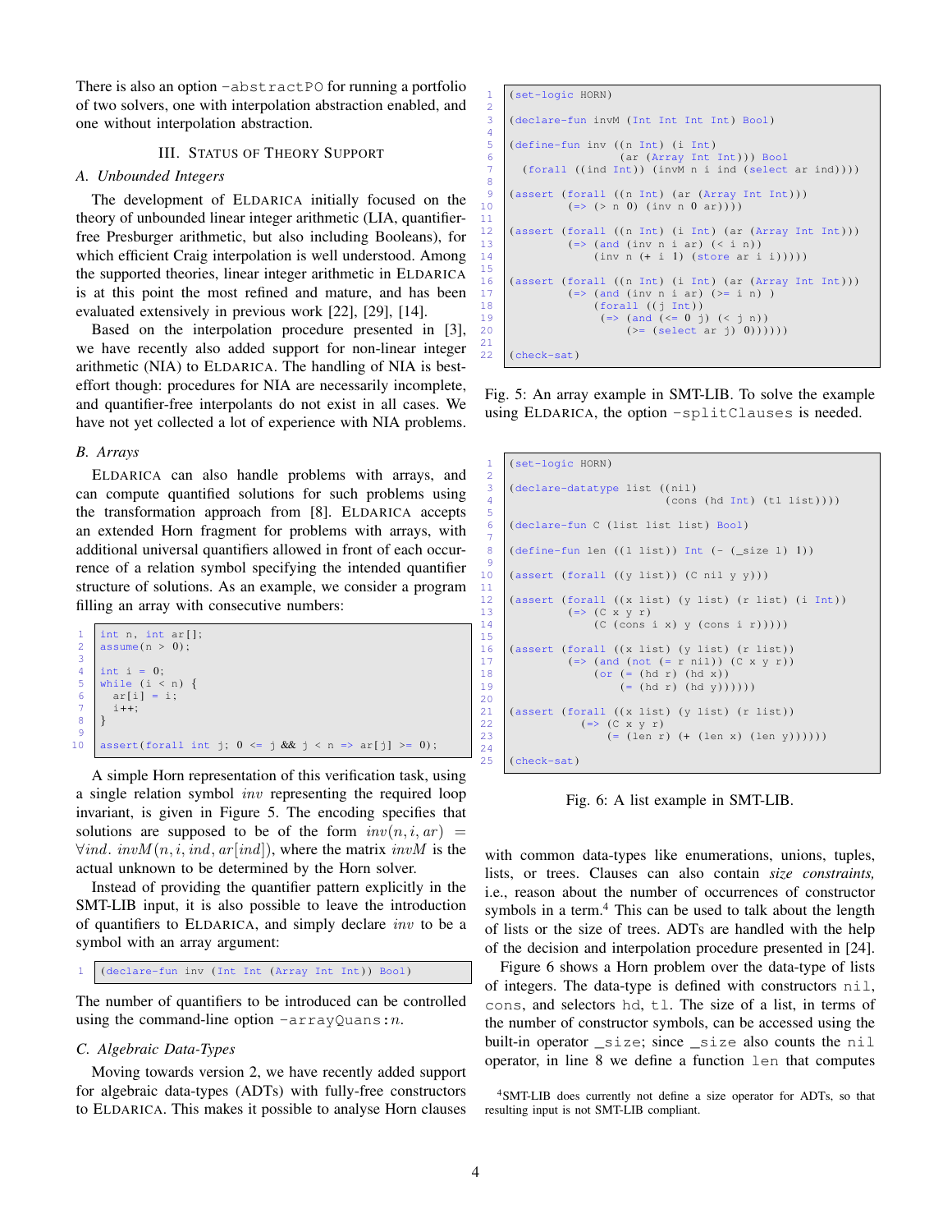There is also an option `-abstractPO` for running a portfolio of two solvers, one with interpolation abstraction enabled, and one without interpolation abstraction.

## III. Status of Theory Support

### A. Unbounded Integers

The development of ELDARICA initially focused on the theory of unbounded linear integer arithmetic (LIA, quantifier-free Presburger arithmetic, but also including Booleans), for which efficient Craig interpolation is well understood. Among the supported theories, linear integer arithmetic in ELDARICA is at this point the most refined and mature, and has been evaluated extensively in previous work [22], [29], [14].

Based on the interpolation procedure presented in [3], we have recently also added support for non-linear integer arithmetic (NIA) to ELDARICA. The handling of NIA is best-effort though: procedures for NIA are necessarily incomplete, and quantifier-free interpolants do not exist in all cases. We have not yet collected a lot of experience with NIA problems.

### B. Arrays

ELDARICA can also handle problems with arrays, and can compute quantified solutions for such problems using the transformation approach from [8]. ELDARICA accepts an extended Horn fragment for problems with arrays, with additional universal quantifiers allowed in front of each occurrence of a relation symbol specifying the intended quantifier structure of solutions. As an example, we consider a program filling an array with consecutive numbers:

```
1  int n, int ar[];
2  assume(n > 0);
3
4  int i = 0;
5  while (i < n) {
6    ar[i] = i;
7    i++;
8  }
9
10 assert(forall int j; 0 <= j && j < n => ar[j] >= 0);
```

A simple Horn representation of this verification task, using a single relation symbol *inv* representing the required loop invariant, is given in Figure 5. The encoding specifies that solutions are supposed to be of the form $inv(n, i, ar) = \forall ind.\ invM(n, i, ind, ar[ind])$, where the matrix $invM$ is the actual unknown to be determined by the Horn solver.

Instead of providing the quantifier pattern explicitly in the SMT-LIB input, it is also possible to leave the introduction of quantifiers to ELDARICA, and simply declare *inv* to be a symbol with an array argument:

```
1  (declare-fun inv (Int Int (Array Int Int)) Bool)
```

The number of quantifiers to be introduced can be controlled using the command-line option `-arrayQuans:`$n$.

### C. Algebraic Data-Types

Moving towards version 2, we have recently added support for algebraic data-types (ADTs) with fully-free constructors to ELDARICA. This makes it possible to analyse Horn clauses

```
1  (set-logic HORN)
2
3  (declare-fun invM (Int Int Int Int) Bool)
4
5  (define-fun inv ((n Int) (i Int)
6                   (ar (Array Int Int))) Bool
7    (forall ((ind Int)) (invM n i ind (select ar ind))))
8
9  (assert (forall ((n Int) (ar (Array Int Int)))
10           (=> (> n 0) (inv n 0 ar))))
11
12 (assert (forall ((n Int) (i Int) (ar (Array Int Int)))
13           (=> (and (inv n i ar) (< i n))
14               (inv n (+ i 1) (store ar i i)))))
15
16 (assert (forall ((n Int) (i Int) (ar (Array Int Int)))
17           (=> (and (inv n i ar) (>= i n) )
18               (forall ((j Int))
19                (=> (and (<= 0 j) (< j n))
20                    (>= (select ar j) 0))))))
21
22 (check-sat)
```

Fig. 5: An array example in SMT-LIB. To solve the example using ELDARICA, the option `-splitClauses` is needed.

```
1  (set-logic HORN)
2
3  (declare-datatype list ((nil)
4                          (cons (hd Int) (tl list))))
5
6  (declare-fun C (list list list) Bool)
7
8  (define-fun len ((l list)) Int (- (_size l) 1))
9
10 (assert (forall ((y list)) (C nil y y)))
11
12 (assert (forall ((x list) (y list) (r list) (i Int))
13           (=> (C x y r)
14               (C (cons i x) y (cons i r)))))
15
16 (assert (forall ((x list) (y list) (r list))
17           (=> (and (not (= r nil)) (C x y r))
18               (or (= (hd r) (hd x))
19                   (= (hd r) (hd y))))))
20
21 (assert (forall ((x list) (y list) (r list))
22             (=> (C x y r)
23                 (= (len r) (+ (len x) (len y))))))
24
25 (check-sat)
```

Fig. 6: A list example in SMT-LIB.

with common data-types like enumerations, unions, tuples, lists, or trees. Clauses can also contain *size constraints,* i.e., reason about the number of occurrences of constructor symbols in a term.[4] This can be used to talk about the length of lists or the size of trees. ADTs are handled with the help of the decision and interpolation procedure presented in [24].

Figure 6 shows a Horn problem over the data-type of lists of integers. The data-type is defined with constructors `nil`, `cons`, and selectors `hd`, `tl`. The size of a list, in terms of the number of constructor symbols, can be accessed using the built-in operator `_size`; since `_size` also counts the `nil` operator, in line 8 we define a function `len` that computes

[4] SMT-LIB does currently not define a size operator for ADTs, so that resulting input is not SMT-LIB compliant.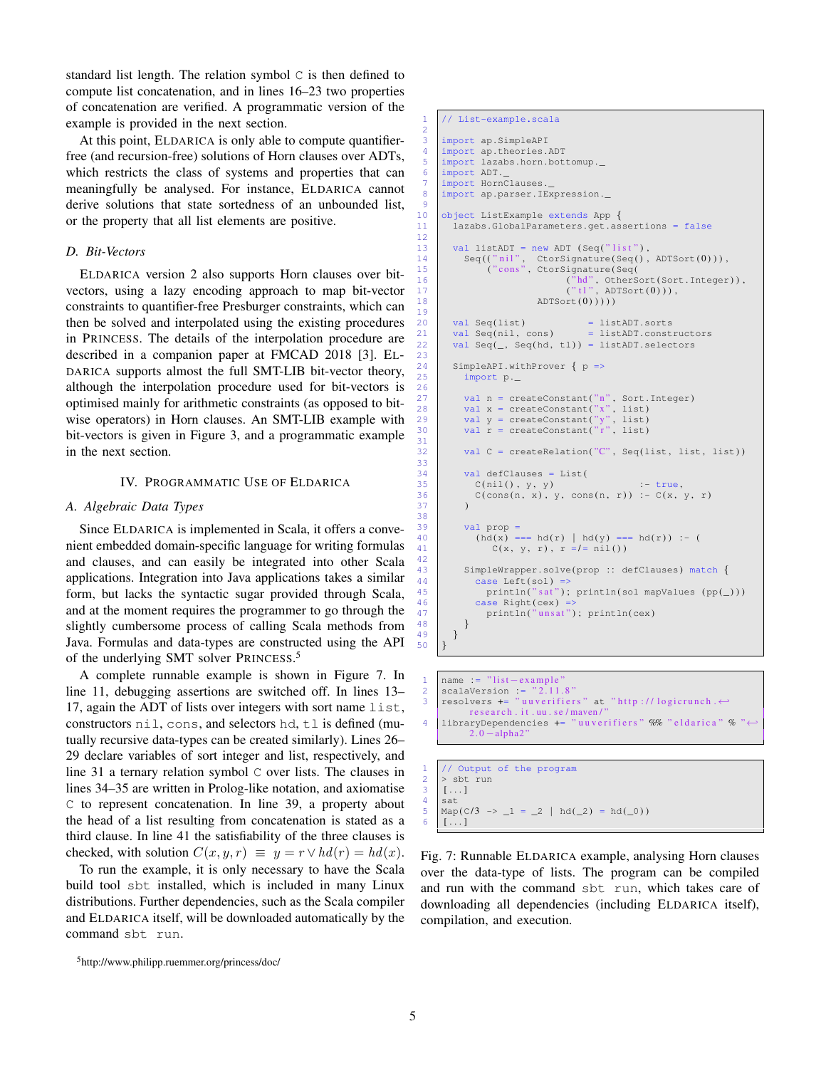standard list length. The relation symbol `C` is then defined to compute list concatenation, and in lines 16–23 two properties of concatenation are verified. A programmatic version of the example is provided in the next section.

At this point, ELDARICA is only able to compute quantifier-free (and recursion-free) solutions of Horn clauses over ADTs, which restricts the class of systems and properties that can meaningfully be analysed. For instance, ELDARICA cannot derive solutions that state sortedness of an unbounded list, or the property that all list elements are positive.

### D. Bit-Vectors

ELDARICA version 2 also supports Horn clauses over bit-vectors, using a lazy encoding approach to map bit-vector constraints to quantifier-free Presburger constraints, which can then be solved and interpolated using the existing procedures in PRINCESS. The details of the interpolation procedure are described in a companion paper at FMCAD 2018 [3]. ELDARICA supports almost the full SMT-LIB bit-vector theory, although the interpolation procedure used for bit-vectors is optimised mainly for arithmetic constraints (as opposed to bit-wise operators) in Horn clauses. An SMT-LIB example with bit-vectors is given in Figure 3, and a programmatic example in the next section.

## IV. PROGRAMMATIC USE OF ELDARICA

### A. Algebraic Data Types

Since ELDARICA is implemented in Scala, it offers a convenient embedded domain-specific language for writing formulas and clauses, and can easily be integrated into other Scala applications. Integration into Java applications takes a similar form, but lacks the syntactic sugar provided through Scala, and at the moment requires the programmer to go through the slightly cumbersome process of calling Scala methods from Java. Formulas and data-types are constructed using the API of the underlying SMT solver PRINCESS.[5]

A complete runnable example is shown in Figure 7. In line 11, debugging assertions are switched off. In lines 13–17, again the ADT of lists over integers with sort name `list`, constructors `nil`, `cons`, and selectors `hd`, `tl` is defined (mutually recursive data-types can be created similarly). Lines 26–29 declare variables of sort integer and list, respectively, and line 31 a ternary relation symbol `C` over lists. The clauses in lines 34–35 are written in Prolog-like notation, and axiomatise `C` to represent concatenation. In line 39, a property about the head of a list resulting from concatenation is stated as a third clause. In line 41 the satisfiability of the three clauses is checked, with solution $C(x, y, r) \equiv y = r \vee hd(r) = hd(x)$.

To run the example, it is only necessary to have the Scala build tool `sbt` installed, which is included in many Linux distributions. Further dependencies, such as the Scala compiler and ELDARICA itself, will be downloaded automatically by the command `sbt run`.

[5] http://www.philipp.ruemmer.org/princess/doc/

```
1  // List-example.scala
2
3  import ap.SimpleAPI
4  import ap.theories.ADT
5  import lazabs.horn.bottomup._
6  import ADT._
7  import HornClauses._
8  import ap.parser.IExpression._
9
10 object ListExample extends App {
11   lazabs.GlobalParameters.get.assertions = false
12
13   val listADT = new ADT (Seq("list"),
14     Seq(("nil",  CtorSignature(Seq(), ADTSort(0))),
15         ("cons", CtorSignature(Seq(
16                    ("hd", OtherSort(Sort.Integer)),
17                    ("tl", ADTSort(0))),
18                  ADTSort(0)))))
19
20   val Seq(list)           = listADT.sorts
21   val Seq(nil, cons)      = listADT.constructors
22   val Seq(_, Seq(hd, tl)) = listADT.selectors
23
24   SimpleAPI.withProver { p =>
25     import p._
26
27     val n = createConstant("n", Sort.Integer)
28     val x = createConstant("x", list)
29     val y = createConstant("y", list)
30     val r = createConstant("r", list)
31
32     val C = createRelation("C", Seq(list, list, list))
33
34     val defClauses = List(
35       C(nil(), y, y)               :- true,
36       C(cons(n, x), y, cons(n, r)) :- C(x, y, r)
37     )
38
39     val prop =
40       (hd(x) === hd(r) | hd(y) === hd(r)) :- (
41          C(x, y, r), r =/= nil())
42
43     SimpleWrapper.solve(prop :: defClauses) match {
44       case Left(sol) =>
45         println("sat"); println(sol mapValues (pp(_)))
46       case Right(cex) =>
47         println("unsat"); println(cex)
48     }
49   }
50 }
```

```
1 name := "list-example"
2 scalaVersion := "2.11.8"
3 resolvers += "uuverifiers" at "http://logicrunch.research.it.uu.se/maven/"
4 libraryDependencies += "uuverifiers" %% "eldarica" % "2.0-alpha2"
```

```
1 // Output of the program
2 > sbt run
3 [...]
4 sat
5 Map(C/3 -> _1 = _2 | hd(_2) = hd(_0))
6 [...]
```

Fig. 7: Runnable ELDARICA example, analysing Horn clauses over the data-type of lists. The program can be compiled and run with the command `sbt run`, which takes care of downloading all dependencies (including ELDARICA itself), compilation, and execution.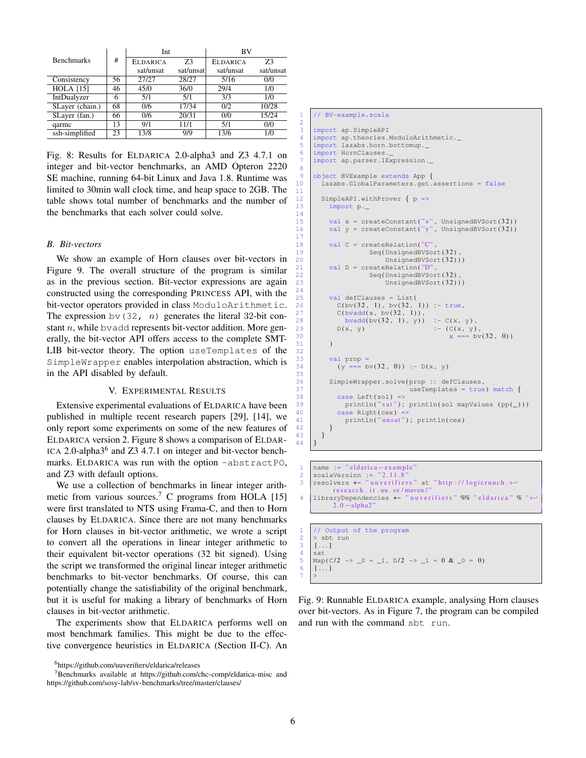| Benchmarks | # | Int | | BV | |
|---|---|---|---|---|---|
| | | ELDARICA sat/unsat | Z3 sat/unsat | ELDARICA sat/unsat | Z3 sat/unsat |
| Consistency | 56 | 27/27 | 28/27 | 5/16 | 0/0 |
| HOLA [15] | 46 | 45/0 | 36/0 | 29/4 | 1/0 |
| IntDualyzer | 6 | 5/1 | 5/1 | 3/3 | 1/0 |
| SLayer (chain.) | 68 | 0/6 | 17/34 | 0/2 | 10/28 |
| SLayer (fan.) | 66 | 0/6 | 20/31 | 0/0 | 15/24 |
| qarmc | 13 | 9/1 | 11/1 | 5/1 | 0/0 |
| ssh-simplified | 23 | 13/8 | 9/9 | 13/6 | 1/0 |

Fig. 8: Results for ELDARICA 2.0-alpha3 and Z3 4.7.1 on integer and bit-vector benchmarks, an AMD Opteron 2220 SE machine, running 64-bit Linux and Java 1.8. Runtime was limited to 30min wall clock time, and heap space to 2GB. The table shows total number of benchmarks and the number of the benchmarks that each solver could solve.

### B. Bit-vectors

We show an example of Horn clauses over bit-vectors in Figure 9. The overall structure of the program is similar as in the previous section. Bit-vector expressions are again constructed using the corresponding PRINCESS API, with the bit-vector operators provided in class `ModuloArithmetic`. The expression `bv(32, n)` generates the literal 32-bit constant $n$, while `bvadd` represents bit-vector addition. More generally, the bit-vector API offers access to the complete SMT-LIB bit-vector theory. The option `useTemplates` of the `SimpleWrapper` enables interpolation abstraction, which is in the API disabled by default.

## V. EXPERIMENTAL RESULTS

Extensive experimental evaluations of ELDARICA have been published in multiple recent research papers [29], [14], we only report some experiments on some of the new features of ELDARICA version 2. Figure 8 shows a comparison of ELDARICA 2.0-alpha3[6] and Z3 4.7.1 on integer and bit-vector benchmarks. ELDARICA was run with the option `-abstractPO`, and Z3 with default options.

We use a collection of benchmarks in linear integer arithmetic from various sources.[7] C programs from HOLA [15] were first translated to NTS using Frama-C, and then to Horn clauses by ELDARICA. Since there are not many benchmarks for Horn clauses in bit-vector arithmetic, we wrote a script to convert all the operations in linear integer arithmetic to their equivalent bit-vector operations (32 bit signed). Using the script we transformed the original linear integer arithmetic benchmarks to bit-vector benchmarks. Of course, this can potentially change the satisfiability of the original benchmark, but it is useful for making a library of benchmarks of Horn clauses in bit-vector arithmetic.

The experiments show that ELDARICA performs well on most benchmark families. This might be due to the effective convergence heuristics in ELDARICA (Section II-C). An

[6] https://github.com/uuverifiers/eldarica/releases

[7] Benchmarks available at https://github.com/chc-comp/eldarica-misc and https://github.com/sosy-lab/sv-benchmarks/tree/master/clauses/

```scala
// BV-example.scala

import ap.SimpleAPI
import ap.theories.ModuloArithmetic._
import lazabs.horn.bottomup._
import HornClauses._
import ap.parser.IExpression._

object BVExample extends App {
  lazabs.GlobalParameters.get.assertions = false

  SimpleAPI.withProver { p =>
    import p._

    val x = createConstant("x", UnsignedBVSort(32))
    val y = createConstant("y", UnsignedBVSort(32))

    val C = createRelation("C",
              Seq(UnsignedBVSort(32),
                  UnsignedBVSort(32)))
    val D = createRelation("D",
              Seq(UnsignedBVSort(32),
                  UnsignedBVSort(32)))

    val defClauses = List(
      C(bv(32, 1), bv(32, 1)) :- true,
      C(bvadd(x, bv(32, 1)),
        bvadd(bv(32, 1), y))  :- C(x, y),
      D(x, y)                 :- (C(x, y),
                                  x === bv(32, 0))
    )

    val prop =
      (y === bv(32, 0)) :- D(x, y)

    SimpleWrapper.solve(prop :: defClauses,
                        useTemplates = true) match {
      case Left(sol) =>
        println("sat"); println(sol mapValues (pp(_)))
      case Right(cex) =>
        println("unsat"); println(cex)
    }
  }
}
```

```scala
name := "eldarica-example"
scalaVersion := "2.11.8"
resolvers += "uuverifiers" at "http://logicrunch.research.it.uu.se/maven/"
libraryDependencies += "uuverifiers" %% "eldarica" % "2.0-alpha2"
```

```
// Output of the program
> sbt run
[...]
sat
Map(C/2 -> _0 = _1, D/2 -> _1 = 0 & _0 = 0)
[...]
>
```

Fig. 9: Runnable ELDARICA example, analysing Horn clauses over bit-vectors. As in Figure 7, the program can be compiled and run with the command `sbt run`.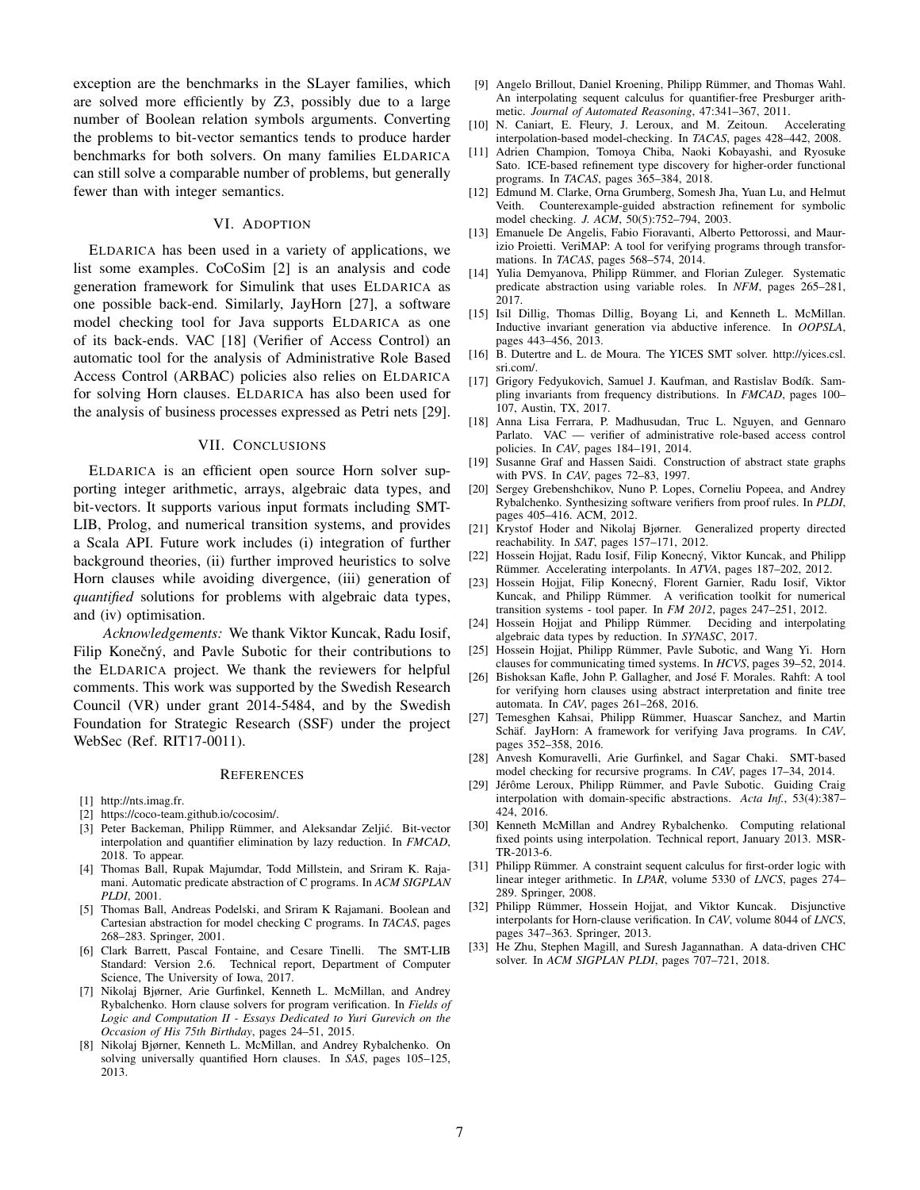exception are the benchmarks in the SLayer families, which are solved more efficiently by Z3, possibly due to a large number of Boolean relation symbols arguments. Converting the problems to bit-vector semantics tends to produce harder benchmarks for both solvers. On many families ELDARICA can still solve a comparable number of problems, but generally fewer than with integer semantics.

## VI. Adoption

ELDARICA has been used in a variety of applications, we list some examples. CoCoSim [2] is an analysis and code generation framework for Simulink that uses ELDARICA as one possible back-end. Similarly, JayHorn [27], a software model checking tool for Java supports ELDARICA as one of its back-ends. VAC [18] (Verifier of Access Control) an automatic tool for the analysis of Administrative Role Based Access Control (ARBAC) policies also relies on ELDARICA for solving Horn clauses. ELDARICA has also been used for the analysis of business processes expressed as Petri nets [29].

## VII. Conclusions

ELDARICA is an efficient open source Horn solver supporting integer arithmetic, arrays, algebraic data types, and bit-vectors. It supports various input formats including SMT-LIB, Prolog, and numerical transition systems, and provides a Scala API. Future work includes (i) integration of further background theories, (ii) further improved heuristics to solve Horn clauses while avoiding divergence, (iii) generation of *quantified* solutions for problems with algebraic data types, and (iv) optimisation.

*Acknowledgements:* We thank Viktor Kuncak, Radu Iosif, Filip Konečný, and Pavle Subotic for their contributions to the ELDARICA project. We thank the reviewers for helpful comments. This work was supported by the Swedish Research Council (VR) under grant 2014-5484, and by the Swedish Foundation for Strategic Research (SSF) under the project WebSec (Ref. RIT17-0011).

## References

[1] http://nts.imag.fr.

[2] https://coco-team.github.io/cocosim/.

[3] Peter Backeman, Philipp Rümmer, and Aleksandar Zeljić. Bit-vector interpolation and quantifier elimination by lazy reduction. In *FMCAD*, 2018. To appear.

[4] Thomas Ball, Rupak Majumdar, Todd Millstein, and Sriram K. Rajamani. Automatic predicate abstraction of C programs. In *ACM SIGPLAN PLDI*, 2001.

[5] Thomas Ball, Andreas Podelski, and Sriram K Rajamani. Boolean and Cartesian abstraction for model checking C programs. In *TACAS*, pages 268–283. Springer, 2001.

[6] Clark Barrett, Pascal Fontaine, and Cesare Tinelli. The SMT-LIB Standard: Version 2.6. Technical report, Department of Computer Science, The University of Iowa, 2017.

[7] Nikolaj Bjørner, Arie Gurfinkel, Kenneth L. McMillan, and Andrey Rybalchenko. Horn clause solvers for program verification. In *Fields of Logic and Computation II - Essays Dedicated to Yuri Gurevich on the Occasion of His 75th Birthday*, pages 24–51, 2015.

[8] Nikolaj Bjørner, Kenneth L. McMillan, and Andrey Rybalchenko. On solving universally quantified Horn clauses. In *SAS*, pages 105–125, 2013.

[9] Angelo Brillout, Daniel Kroening, Philipp Rümmer, and Thomas Wahl. An interpolating sequent calculus for quantifier-free Presburger arithmetic. *Journal of Automated Reasoning*, 47:341–367, 2011.

[10] N. Caniart, E. Fleury, J. Leroux, and M. Zeitoun. Accelerating interpolation-based model-checking. In *TACAS*, pages 428–442, 2008.

[11] Adrien Champion, Tomoya Chiba, Naoki Kobayashi, and Ryosuke Sato. ICE-based refinement type discovery for higher-order functional programs. In *TACAS*, pages 365–384, 2018.

[12] Edmund M. Clarke, Orna Grumberg, Somesh Jha, Yuan Lu, and Helmut Veith. Counterexample-guided abstraction refinement for symbolic model checking. *J. ACM*, 50(5):752–794, 2003.

[13] Emanuele De Angelis, Fabio Fioravanti, Alberto Pettorossi, and Maurizio Proietti. VeriMAP: A tool for verifying programs through transformations. In *TACAS*, pages 568–574, 2014.

[14] Yulia Demyanova, Philipp Rümmer, and Florian Zuleger. Systematic predicate abstraction using variable roles. In *NFM*, pages 265–281, 2017.

[15] Isil Dillig, Thomas Dillig, Boyang Li, and Kenneth L. McMillan. Inductive invariant generation via abductive inference. In *OOPSLA*, pages 443–456, 2013.

[16] B. Dutertre and L. de Moura. The YICES SMT solver. http://yices.csl.sri.com/.

[17] Grigory Fedyukovich, Samuel J. Kaufman, and Rastislav Bodík. Sampling invariants from frequency distributions. In *FMCAD*, pages 100–107, Austin, TX, 2017.

[18] Anna Lisa Ferrara, P. Madhusudan, Truc L. Nguyen, and Gennaro Parlato. VAC — verifier of administrative role-based access control policies. In *CAV*, pages 184–191, 2014.

[19] Susanne Graf and Hassen Saidi. Construction of abstract state graphs with PVS. In *CAV*, pages 72–83, 1997.

[20] Sergey Grebenshchikov, Nuno P. Lopes, Corneliu Popeea, and Andrey Rybalchenko. Synthesizing software verifiers from proof rules. In *PLDI*, pages 405–416. ACM, 2012.

[21] Krystof Hoder and Nikolaj Bjørner. Generalized property directed reachability. In *SAT*, pages 157–171, 2012.

[22] Hossein Hojjat, Radu Iosif, Filip Konecný, Viktor Kuncak, and Philipp Rümmer. Accelerating interpolants. In *ATVA*, pages 187–202, 2012.

[23] Hossein Hojjat, Filip Konecný, Florent Garnier, Radu Iosif, Viktor Kuncak, and Philipp Rümmer. A verification toolkit for numerical transition systems - tool paper. In *FM 2012*, pages 247–251, 2012.

[24] Hossein Hojjat and Philipp Rümmer. Deciding and interpolating algebraic data types by reduction. In *SYNASC*, 2017.

[25] Hossein Hojjat, Philipp Rümmer, Pavle Subotic, and Wang Yi. Horn clauses for communicating timed systems. In *HCVS*, pages 39–52, 2014.

[26] Bishoksan Kafle, John P. Gallagher, and José F. Morales. Rahft: A tool for verifying horn clauses using abstract interpretation and finite tree automata. In *CAV*, pages 261–268, 2016.

[27] Temesghen Kahsai, Philipp Rümmer, Huascar Sanchez, and Martin Schäf. JayHorn: A framework for verifying Java programs. In *CAV*, pages 352–358, 2016.

[28] Anvesh Komuravelli, Arie Gurfinkel, and Sagar Chaki. SMT-based model checking for recursive programs. In *CAV*, pages 17–34, 2014.

[29] Jérôme Leroux, Philipp Rümmer, and Pavle Subotic. Guiding Craig interpolation with domain-specific abstractions. *Acta Inf.*, 53(4):387–424, 2016.

[30] Kenneth McMillan and Andrey Rybalchenko. Computing relational fixed points using interpolation. Technical report, January 2013. MSR-TR-2013-6.

[31] Philipp Rümmer. A constraint sequent calculus for first-order logic with linear integer arithmetic. In *LPAR*, volume 5330 of *LNCS*, pages 274–289. Springer, 2008.

[32] Philipp Rümmer, Hossein Hojjat, and Viktor Kuncak. Disjunctive interpolants for Horn-clause verification. In *CAV*, volume 8044 of *LNCS*, pages 347–363. Springer, 2013.

[33] He Zhu, Stephen Magill, and Suresh Jagannathan. A data-driven CHC solver. In *ACM SIGPLAN PLDI*, pages 707–721, 2018.